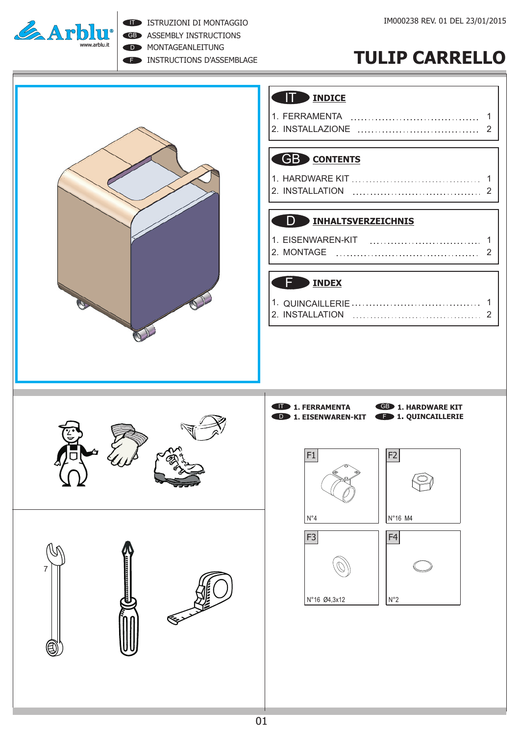Arblu®
www.arblu.it

IT ISTRUZIONI DI MONTAGGIO
GB ASSEMBLY INSTRUCTIONS
D MONTAGEANLEITUNG
F INSTRUCTIONS D'ASSEMBLAGE

IM000238 REV. 01 DEL 23/01/2015

# TULIP CARRELLO

## IT INDICE

1. FERRAMENTA .................................... 1
2. INSTALLAZIONE .................................... 2

## GB CONTENTS

1. HARDWARE KIT .................................... 1
2. INSTALLATION .................................... 2

## D INHALTSVERZEICHNIS

1. EISENWAREN-KIT .................................... 1
2. MONTAGE .................................... 2

## F INDEX

1. QUINCAILLERIE .................................... 1
2. INSTALLATION .................................... 2

## IT 1. FERRAMENTA / GB 1. HARDWARE KIT / D 1. EISENWAREN-KIT / F 1. QUINCAILLERIE

| Code | Quantity |
|---|---|
| F1 | N°4 |
| F2 | N°16 M4 |
| F3 | N°16 Ø4,3x12 |
| F4 | N°2 |

7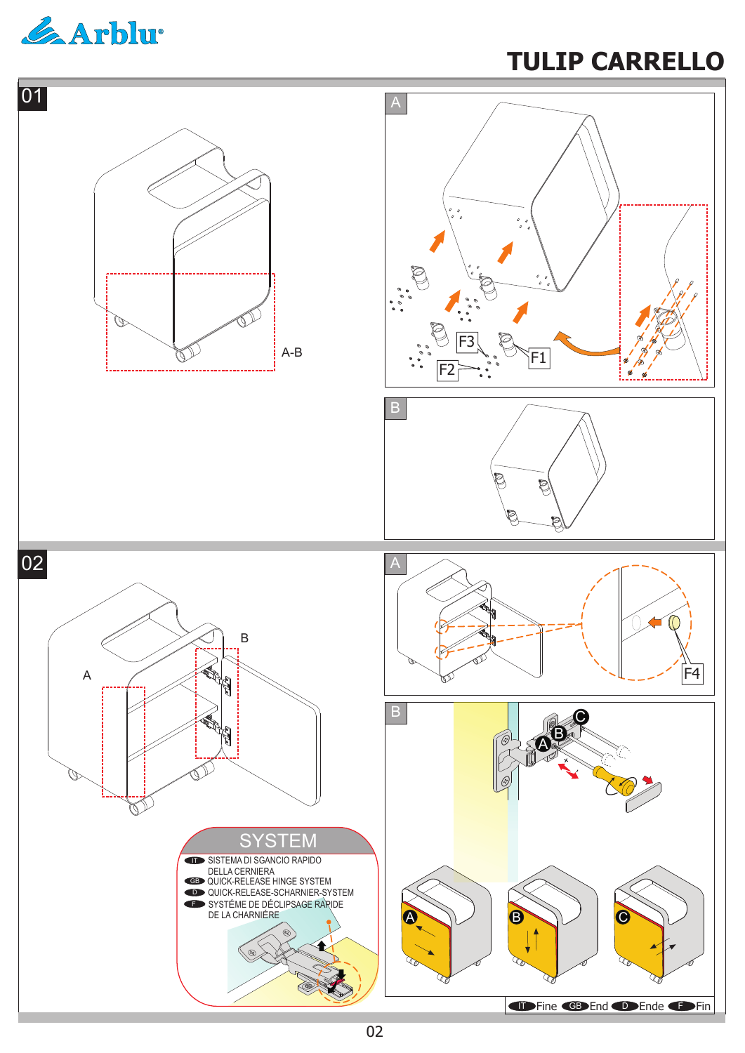# TULIP CARRELLO

01

A-B

A

F3

F1

F2

B

02

A

B

A

F4

B

SYSTEM

- IT SISTEMA DI SGANCIO RAPIDO DELLA CERNIERA
- GB QUICK-RELEASE HINGE SYSTEM
- D QUICK-RELEASE-SCHARNIER-SYSTEM
- F SYSTÉME DE DÉCLIPSAGE RAPIDE DE LA CHARNIÈRE

IT Fine GB End D Ende F Fin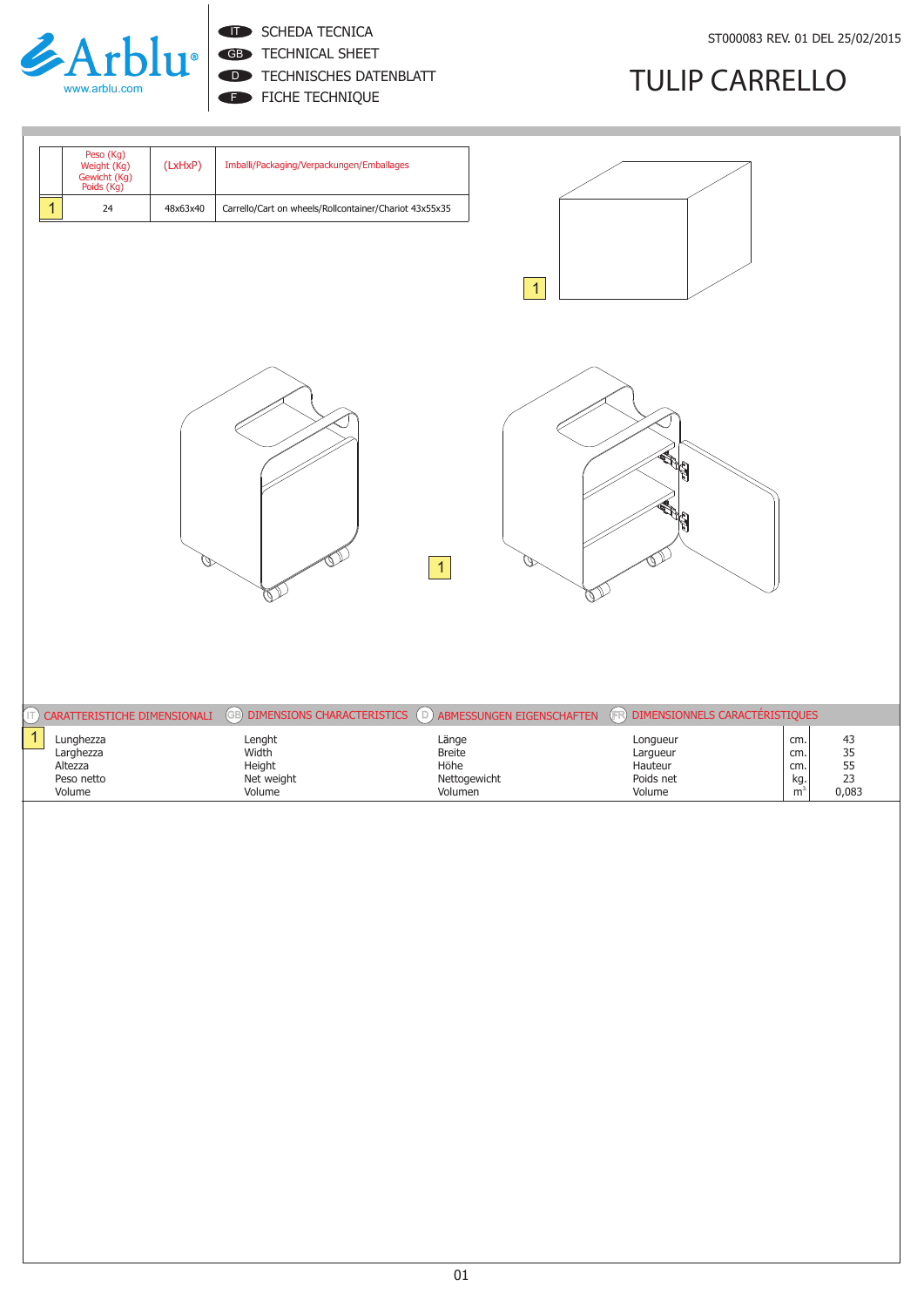# TULIP CARRELLO

SCHEDA TECNICA
TECHNICAL SHEET
TECHNISCHES DATENBLATT
FICHE TECHNIQUE

ST000083 REV. 01 DEL 25/02/2015

| | Peso (Kg) Weight (Kg) Gewicht (Kg) Poids (Kg) | (LxHxP) | Imballi/Packaging/Verpackungen/Emballages |
|---|---|---|---|
| 1 | 24 | 48x63x40 | Carrello/Cart on wheels/Rollcontainer/Chariot 43x55x35 |

| IT CARATTERISTICHE DIMENSIONALI | GB DIMENSIONS CHARACTERISTICS | D ABMESSUNGEN EIGENSCHAFTEN | FR DIMENSIONNELS CARACTÉRISTIQUES | | 1 |
|---|---|---|---|---|---|
| Lunghezza | Lenght | Länge | Longueur | cm. | 43 |
| Larghezza | Width | Breite | Largueur | cm. | 35 |
| Altezza | Height | Höhe | Hauteur | cm. | 55 |
| Peso netto | Net weight | Nettogewicht | Poids net | kg. | 23 |
| Volume | Volume | Volumen | Volume | $m^3$ | 0,083 |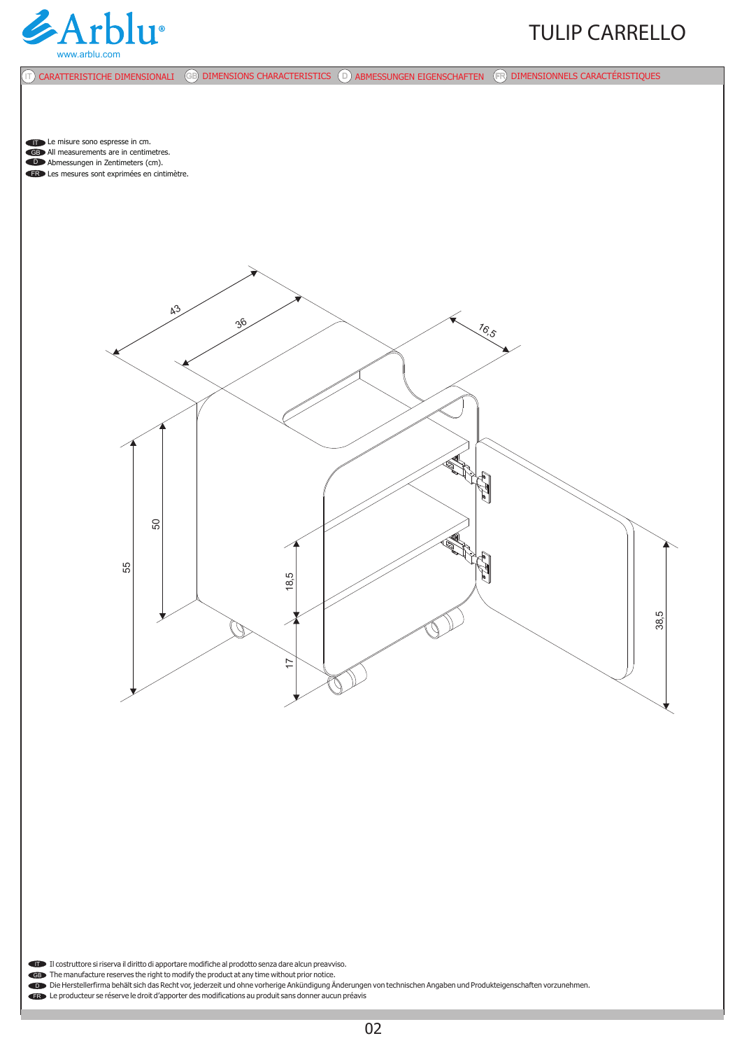# TULIP CARRELLO

IT CARATTERISTICHE DIMENSIONALI | GB DIMENSIONS CHARACTERISTICS | D ABMESSUNGEN EIGENSCHAFTEN | FR DIMENSIONNELS CARACTÉRISTIQUES

- IT Le misure sono espresse in cm.
- GB All measurements are in centimetres.
- D Abmessungen in Zentimeters (cm).
- FR Les mesures sont exprimées en cintimètre.

43
36
16,5
55
50
18,5
17
38,5

- IT Il costruttore si riserva il diritto di apportare modifiche al prodotto senza dare alcun preavviso.
- GB The manufacture reserves the right to modify the product at any time without prior notice.
- D Die Herstellerfirma behält sich das Recht vor, jederzeit und ohne vorherige Ankündigung Änderungen von technischen Angaben und Produkteigenschaften vorzunehmen.
- FR Le producteur se réserve le droit d'apporter des modifications au produit sans donner aucun préavis